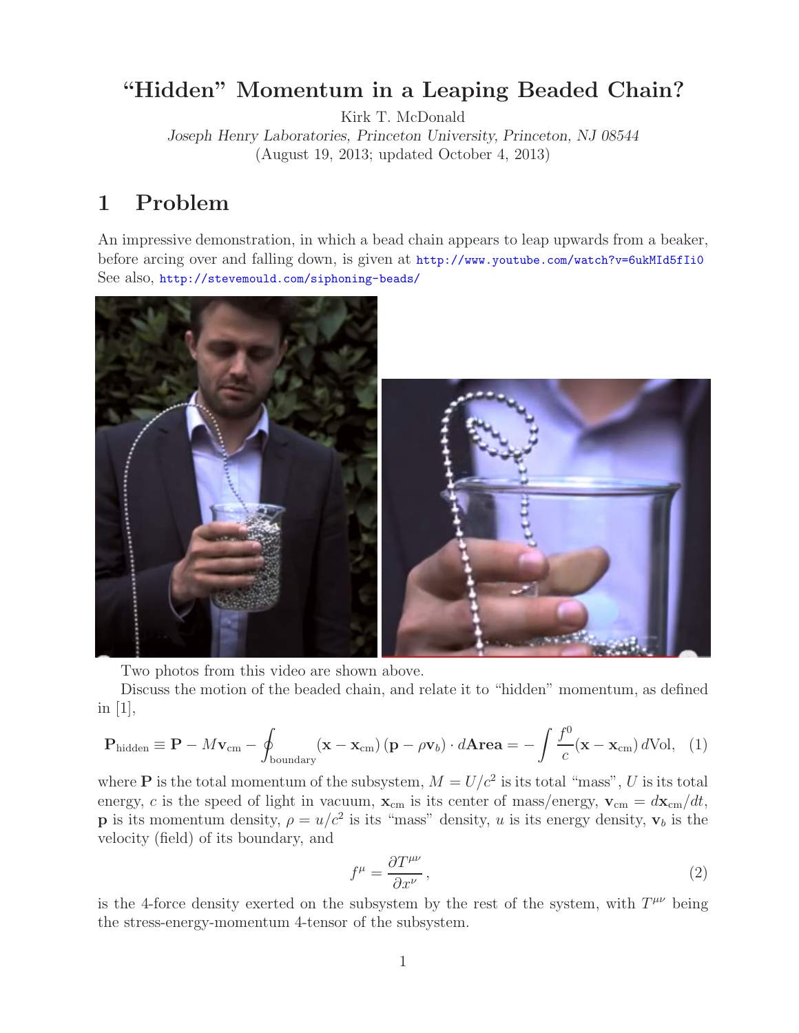# "Hidden" Momentum in a Leaping Beaded Chain?

Kirk T. McDonald

*Joseph Henry Laboratories, Princeton University, Princeton, NJ 08544*

(August 19, 2013; updated October 4, 2013)

## 1 Problem

An impressive demonstration, in which a bead chain appears to leap upwards from a beaker, before arcing over and falling down, is given at http://www.youtube.com/watch?v=6ukMId5fIi0 See also, http://stevemould.com/siphoning-beads/

Two photos from this video are shown above.

Discuss the motion of the beaded chain, and relate it to "hidden" momentum, as defined in [1],

$$\mathbf{P}_{\rm hidden} \equiv \mathbf{P} - M\mathbf{v}_{\rm cm} - \oint_{\rm boundary} (\mathbf{x} - \mathbf{x}_{\rm cm})\,(\mathbf{p} - \rho\mathbf{v}_b) \cdot d\mathbf{Area} = -\int \frac{f^0}{c}(\mathbf{x} - \mathbf{x}_{\rm cm})\,d{\rm Vol}, \quad (1)$$

where $\mathbf{P}$ is the total momentum of the subsystem, $M = U/c^2$ is its total "mass", $U$ is its total energy, $c$ is the speed of light in vacuum, $\mathbf{x}_{\rm cm}$ is its center of mass/energy, $\mathbf{v}_{\rm cm} = d\mathbf{x}_{\rm cm}/dt$, $\mathbf{p}$ is its momentum density, $\rho = u/c^2$ is its "mass" density, $u$ is its energy density, $\mathbf{v}_b$ is the velocity (field) of its boundary, and

$$f^\mu = \frac{\partial T^{\mu\nu}}{\partial x^\nu}\,, \quad (2)$$

is the 4-force density exerted on the subsystem by the rest of the system, with $T^{\mu\nu}$ being the stress-energy-momentum 4-tensor of the subsystem.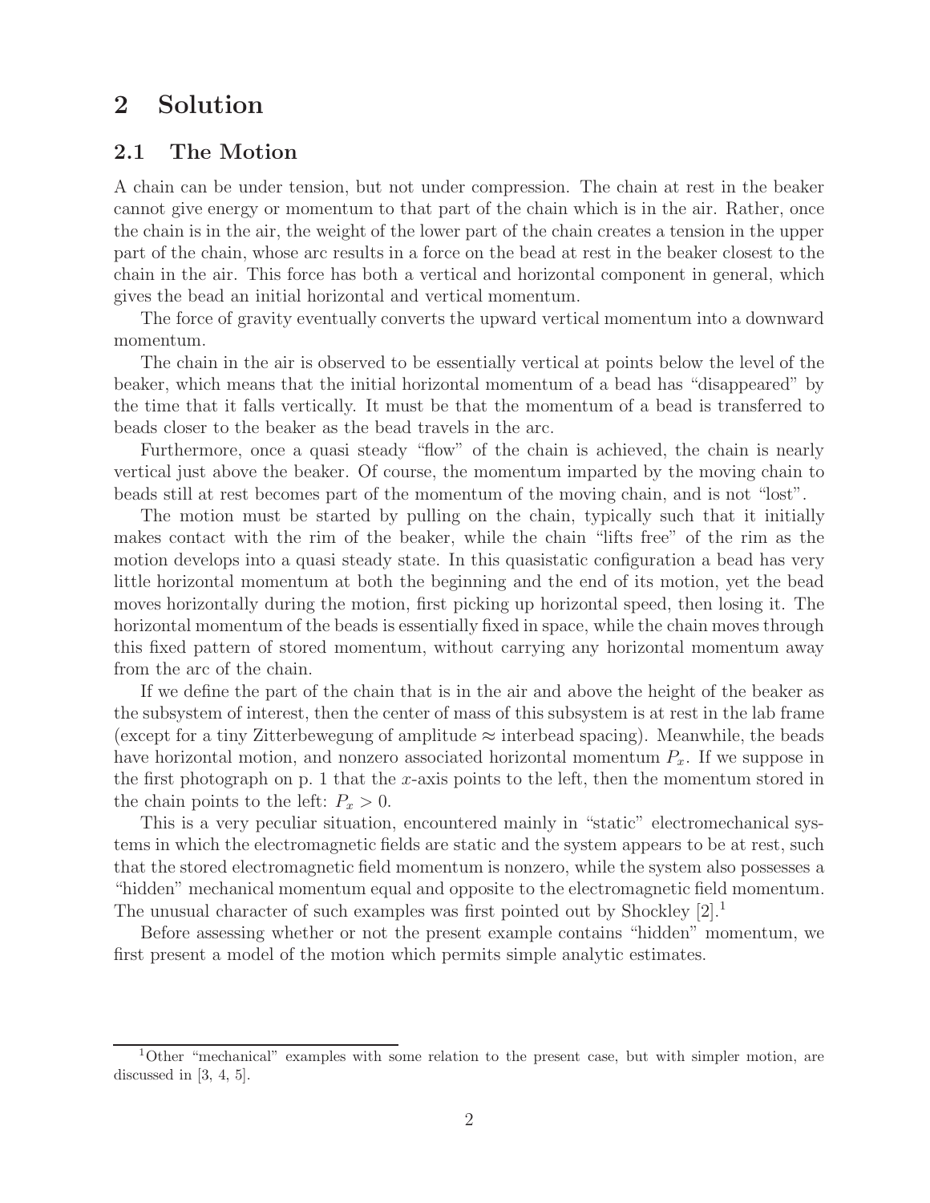# 2 Solution

## 2.1 The Motion

A chain can be under tension, but not under compression. The chain at rest in the beaker cannot give energy or momentum to that part of the chain which is in the air. Rather, once the chain is in the air, the weight of the lower part of the chain creates a tension in the upper part of the chain, whose arc results in a force on the bead at rest in the beaker closest to the chain in the air. This force has both a vertical and horizontal component in general, which gives the bead an initial horizontal and vertical momentum.

The force of gravity eventually converts the upward vertical momentum into a downward momentum.

The chain in the air is observed to be essentially vertical at points below the level of the beaker, which means that the initial horizontal momentum of a bead has "disappeared" by the time that it falls vertically. It must be that the momentum of a bead is transferred to beads closer to the beaker as the bead travels in the arc.

Furthermore, once a quasi steady "flow" of the chain is achieved, the chain is nearly vertical just above the beaker. Of course, the momentum imparted by the moving chain to beads still at rest becomes part of the momentum of the moving chain, and is not "lost".

The motion must be started by pulling on the chain, typically such that it initially makes contact with the rim of the beaker, while the chain "lifts free" of the rim as the motion develops into a quasi steady state. In this quasistatic configuration a bead has very little horizontal momentum at both the beginning and the end of its motion, yet the bead moves horizontally during the motion, first picking up horizontal speed, then losing it. The horizontal momentum of the beads is essentially fixed in space, while the chain moves through this fixed pattern of stored momentum, without carrying any horizontal momentum away from the arc of the chain.

If we define the part of the chain that is in the air and above the height of the beaker as the subsystem of interest, then the center of mass of this subsystem is at rest in the lab frame (except for a tiny Zitterbewegung of amplitude ≈ interbead spacing). Meanwhile, the beads have horizontal motion, and nonzero associated horizontal momentum $P_x$. If we suppose in the first photograph on p. 1 that the $x$-axis points to the left, then the momentum stored in the chain points to the left: $P_x > 0$.

This is a very peculiar situation, encountered mainly in "static" electromechanical systems in which the electromagnetic fields are static and the system appears to be at rest, such that the stored electromagnetic field momentum is nonzero, while the system also possesses a "hidden" mechanical momentum equal and opposite to the electromagnetic field momentum. The unusual character of such examples was first pointed out by Shockley [2].[1]

Before assessing whether or not the present example contains "hidden" momentum, we first present a model of the motion which permits simple analytic estimates.

---

[1] Other "mechanical" examples with some relation to the present case, but with simpler motion, are discussed in [3, 4, 5].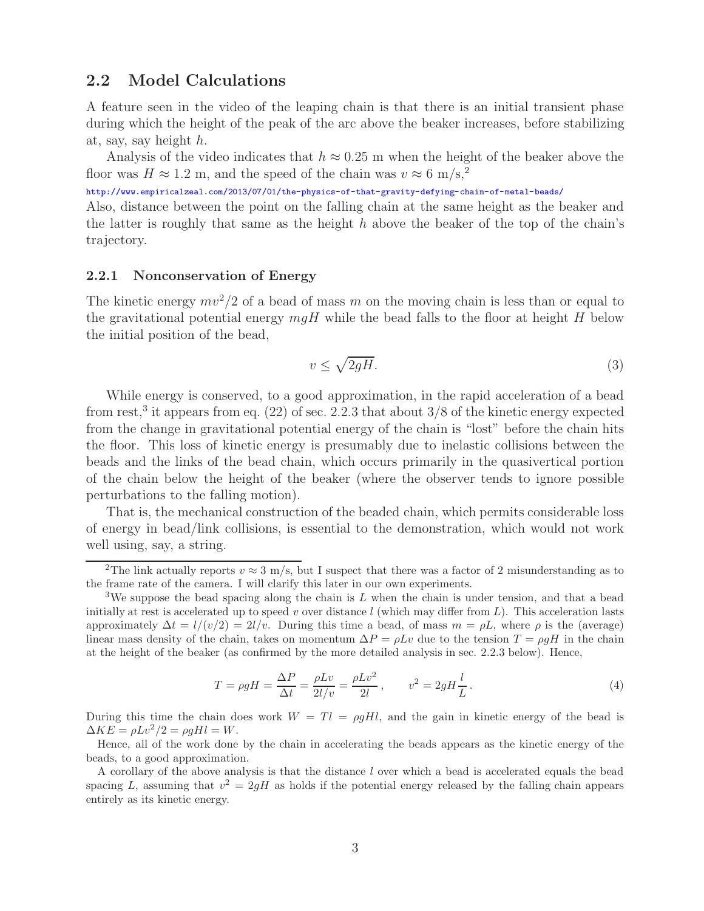## 2.2 Model Calculations

A feature seen in the video of the leaping chain is that there is an initial transient phase during which the height of the peak of the arc above the beaker increases, before stabilizing at, say, say height $h$.

Analysis of the video indicates that $h \approx 0.25$ m when the height of the beaker above the floor was $H \approx 1.2$ m, and the speed of the chain was $v \approx 6$ m/s,[2]

http://www.empiricalzeal.com/2013/07/01/the-physics-of-that-gravity-defying-chain-of-metal-beads/

Also, distance between the point on the falling chain at the same height as the beaker and the latter is roughly that same as the height $h$ above the beaker of the top of the chain's trajectory.

### 2.2.1 Nonconservation of Energy

The kinetic energy $mv^2/2$ of a bead of mass $m$ on the moving chain is less than or equal to the gravitational potential energy $mgH$ while the bead falls to the floor at height $H$ below the initial position of the bead,

$$v \leq \sqrt{2gH}. \tag{3}$$

While energy is conserved, to a good approximation, in the rapid acceleration of a bead from rest,[3] it appears from eq. (22) of sec. 2.2.3 that about 3/8 of the kinetic energy expected from the change in gravitational potential energy of the chain is "lost" before the chain hits the floor. This loss of kinetic energy is presumably due to inelastic collisions between the beads and the links of the bead chain, which occurs primarily in the quasivertical portion of the chain below the height of the beaker (where the observer tends to ignore possible perturbations to the falling motion).

That is, the mechanical construction of the beaded chain, which permits considerable loss of energy in bead/link collisions, is essential to the demonstration, which would not work well using, say, a string.

---

[2]The link actually reports $v \approx 3$ m/s, but I suspect that there was a factor of 2 misunderstanding as to the frame rate of the camera. I will clarify this later in our own experiments.

[3]We suppose the bead spacing along the chain is $L$ when the chain is under tension, and that a bead initially at rest is accelerated up to speed $v$ over distance $l$ (which may differ from $L$). This acceleration lasts approximately $\Delta t = l/(v/2) = 2l/v$. During this time a bead, of mass $m = \rho L$, where $\rho$ is the (average) linear mass density of the chain, takes on momentum $\Delta P = \rho L v$ due to the tension $T = \rho g H$ in the chain at the height of the beaker (as confirmed by the more detailed analysis in sec. 2.2.3 below). Hence,

$$T = \rho g H = \frac{\Delta P}{\Delta t} = \frac{\rho L v}{2l/v} = \frac{\rho L v^2}{2l}\,, \qquad v^2 = 2gH\frac{l}{L}\,. \tag{4}$$

During this time the chain does work $W = Tl = \rho g H l$, and the gain in kinetic energy of the bead is $\Delta KE = \rho L v^2/2 = \rho g H l = W$.

Hence, all of the work done by the chain in accelerating the beads appears as the kinetic energy of the beads, to a good approximation.

A corollary of the above analysis is that the distance $l$ over which a bead is accelerated equals the bead spacing $L$, assuming that $v^2 = 2gH$ as holds if the potential energy released by the falling chain appears entirely as its kinetic energy.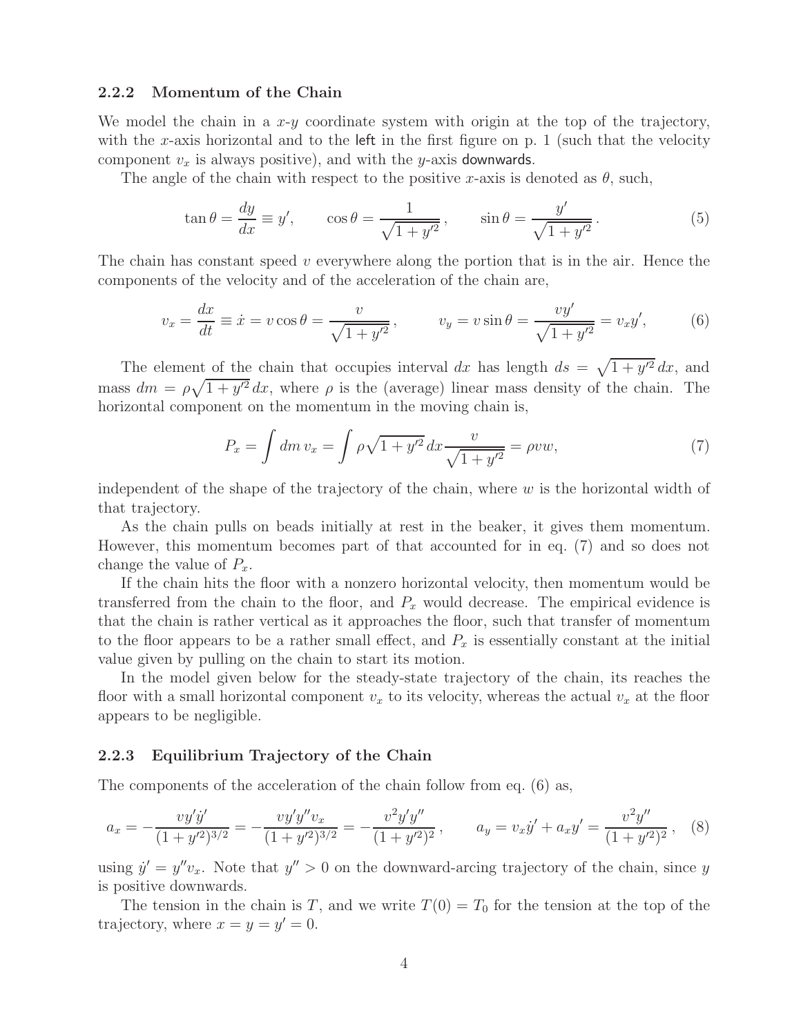### 2.2.2 Momentum of the Chain

We model the chain in a $x$-$y$ coordinate system with origin at the top of the trajectory, with the $x$-axis horizontal and to the left in the first figure on p. 1 (such that the velocity component $v_x$ is always positive), and with the $y$-axis downwards.

The angle of the chain with respect to the positive $x$-axis is denoted as $\theta$, such,

$$\tan\theta = \frac{dy}{dx} \equiv y', \qquad \cos\theta = \frac{1}{\sqrt{1+y'^2}}, \qquad \sin\theta = \frac{y'}{\sqrt{1+y'^2}}. \tag{5}$$

The chain has constant speed $v$ everywhere along the portion that is in the air. Hence the components of the velocity and of the acceleration of the chain are,

$$v_x = \frac{dx}{dt} \equiv \dot{x} = v\cos\theta = \frac{v}{\sqrt{1+y'^2}}, \qquad v_y = v\sin\theta = \frac{vy'}{\sqrt{1+y'^2}} = v_x y', \tag{6}$$

The element of the chain that occupies interval $dx$ has length $ds = \sqrt{1+y'^2}\,dx$, and mass $dm = \rho\sqrt{1+y'^2}\,dx$, where $\rho$ is the (average) linear mass density of the chain. The horizontal component on the momentum in the moving chain is,

$$P_x = \int dm\, v_x = \int \rho\sqrt{1+y'^2}\,dx \frac{v}{\sqrt{1+y'^2}} = \rho v w, \tag{7}$$

independent of the shape of the trajectory of the chain, where $w$ is the horizontal width of that trajectory.

As the chain pulls on beads initially at rest in the beaker, it gives them momentum. However, this momentum becomes part of that accounted for in eq. (7) and so does not change the value of $P_x$.

If the chain hits the floor with a nonzero horizontal velocity, then momentum would be transferred from the chain to the floor, and $P_x$ would decrease. The empirical evidence is that the chain is rather vertical as it approaches the floor, such that transfer of momentum to the floor appears to be a rather small effect, and $P_x$ is essentially constant at the initial value given by pulling on the chain to start its motion.

In the model given below for the steady-state trajectory of the chain, its reaches the floor with a small horizontal component $v_x$ to its velocity, whereas the actual $v_x$ at the floor appears to be negligible.

### 2.2.3 Equilibrium Trajectory of the Chain

The components of the acceleration of the chain follow from eq. (6) as,

$$a_x = -\frac{vy'\dot{y}'}{(1+y'^2)^{3/2}} = -\frac{vy'y''v_x}{(1+y'^2)^{3/2}} = -\frac{v^2y'y''}{(1+y'^2)^2}, \qquad a_y = v_x\dot{y}' + a_x y' = \frac{v^2 y''}{(1+y'^2)^2}, \tag{8}$$

using $\dot{y}' = y''v_x$. Note that $y'' > 0$ on the downward-arcing trajectory of the chain, since $y$ is positive downwards.

The tension in the chain is $T$, and we write $T(0) = T_0$ for the tension at the top of the trajectory, where $x = y = y' = 0$.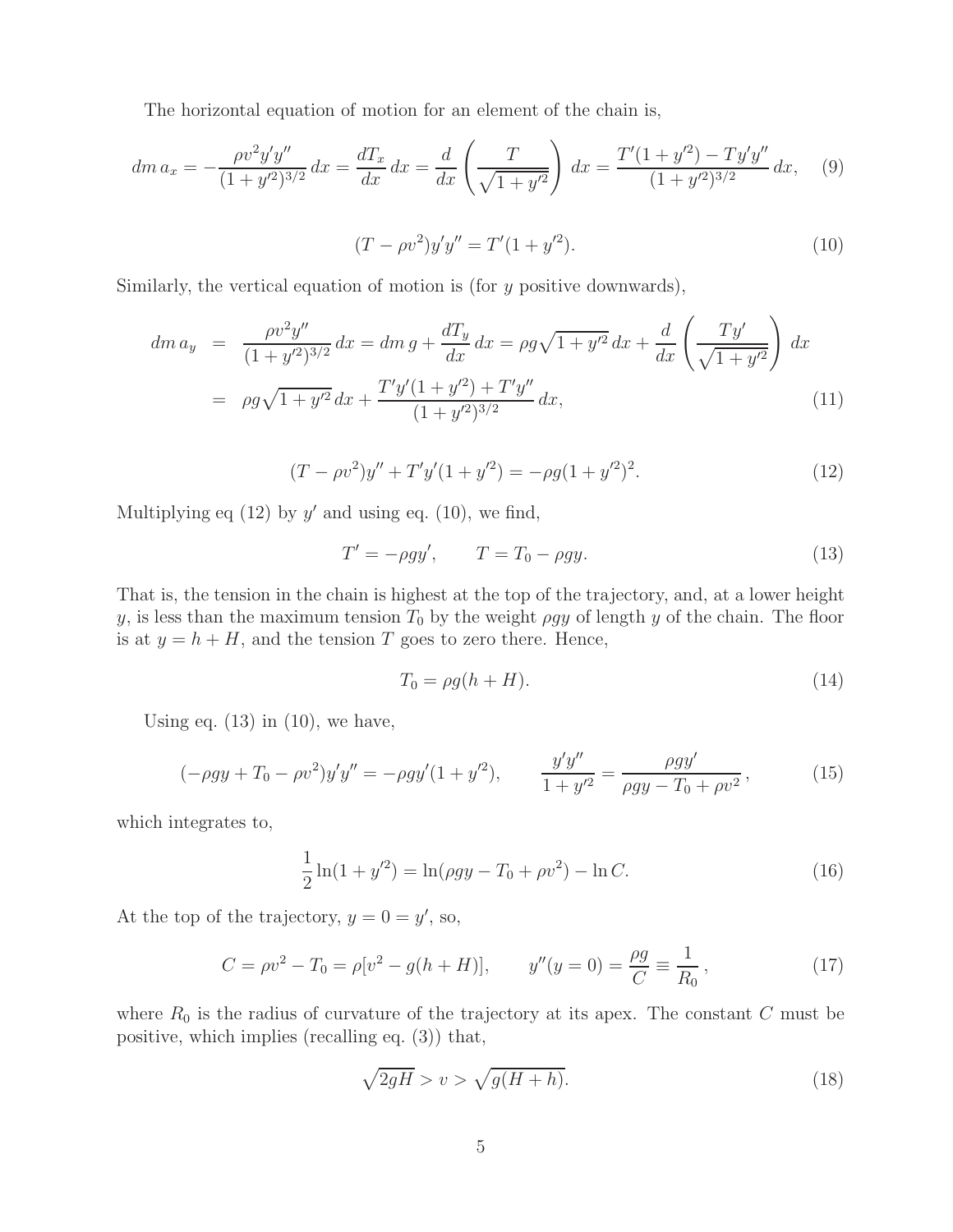The horizontal equation of motion for an element of the chain is,

$$dm\, a_x = -\frac{\rho v^2 y' y''}{(1+y'^2)^{3/2}}\, dx = \frac{dT_x}{dx}\, dx = \frac{d}{dx}\left(\frac{T}{\sqrt{1+y'^2}}\right)\, dx = \frac{T'(1+y'^2) - Ty'y''}{(1+y'^2)^{3/2}}\, dx, \tag{9}$$

$$(T - \rho v^2) y' y'' = T'(1+y'^2). \tag{10}$$

Similarly, the vertical equation of motion is (for $y$ positive downwards),

$$\begin{aligned} dm\, a_y &= \frac{\rho v^2 y''}{(1+y'^2)^{3/2}}\, dx = dm\, g + \frac{dT_y}{dx}\, dx = \rho g\sqrt{1+y'^2}\, dx + \frac{d}{dx}\left(\frac{Ty'}{\sqrt{1+y'^2}}\right)\, dx \\ &= \rho g\sqrt{1+y'^2}\, dx + \frac{T'y'(1+y'^2) + T'y''}{(1+y'^2)^{3/2}}\, dx, \end{aligned} \tag{11}$$

$$(T - \rho v^2) y'' + T'y'(1+y'^2) = -\rho g (1+y'^2)^2. \tag{12}$$

Multiplying eq (12) by $y'$ and using eq. (10), we find,

$$T' = -\rho g y', \qquad T = T_0 - \rho g y. \tag{13}$$

That is, the tension in the chain is highest at the top of the trajectory, and, at a lower height $y$, is less than the maximum tension $T_0$ by the weight $\rho g y$ of length $y$ of the chain. The floor is at $y = h + H$, and the tension $T$ goes to zero there. Hence,

$$T_0 = \rho g (h + H). \tag{14}$$

Using eq. (13) in (10), we have,

$$(-\rho g y + T_0 - \rho v^2) y' y'' = -\rho g y' (1 + y'^2), \qquad \frac{y' y''}{1+y'^2} = \frac{\rho g y'}{\rho g y - T_0 + \rho v^2}\,, \tag{15}$$

which integrates to,

$$\frac{1}{2}\ln(1+y'^2) = \ln(\rho g y - T_0 + \rho v^2) - \ln C. \tag{16}$$

At the top of the trajectory, $y = 0 = y'$, so,

$$C = \rho v^2 - T_0 = \rho[v^2 - g(h+H)], \qquad y''(y=0) = \frac{\rho g}{C} \equiv \frac{1}{R_0}\,, \tag{17}$$

where $R_0$ is the radius of curvature of the trajectory at its apex. The constant $C$ must be positive, which implies (recalling eq. (3)) that,

$$\sqrt{2gH} > v > \sqrt{g(H+h)}. \tag{18}$$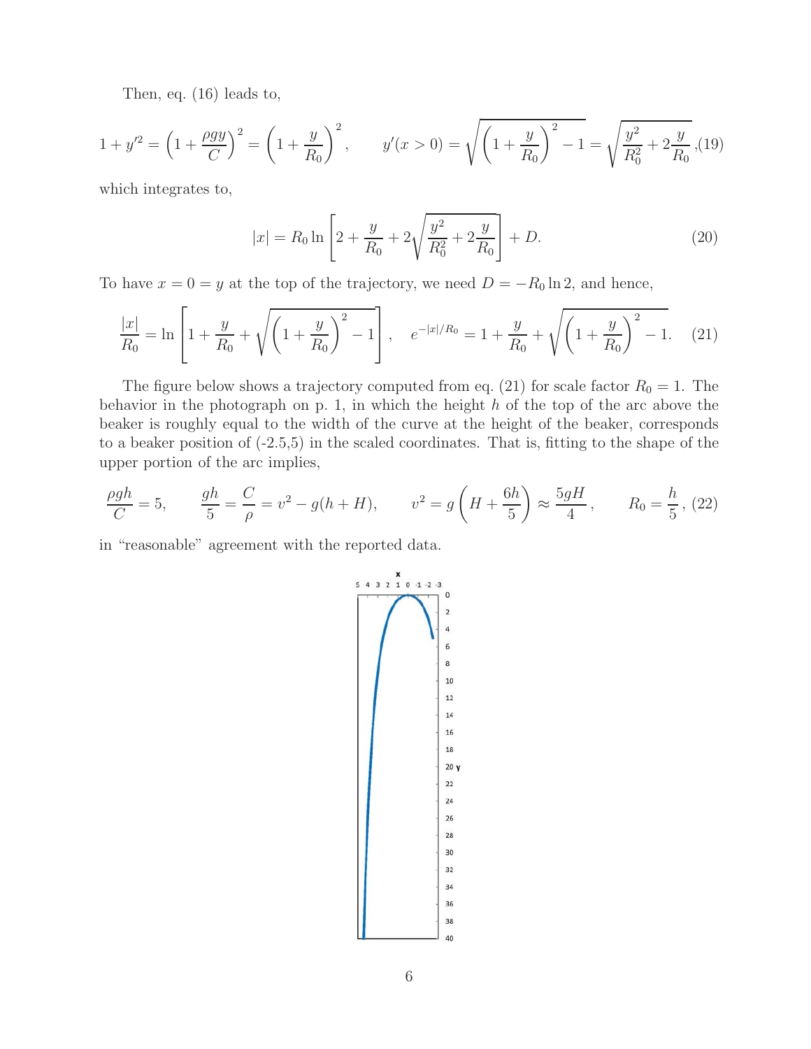Then, eq. (16) leads to,

$$1 + y'^2 = \left(1 + \frac{\rho g y}{C}\right)^2 = \left(1 + \frac{y}{R_0}\right)^2, \qquad y'(x > 0) = \sqrt{\left(1 + \frac{y}{R_0}\right)^2 - 1} = \sqrt{\frac{y^2}{R_0^2} + 2\frac{y}{R_0}}, \tag{19}$$

which integrates to,

$$|x| = R_0 \ln\left[2 + \frac{y}{R_0} + 2\sqrt{\frac{y^2}{R_0^2} + 2\frac{y}{R_0}}\right] + D. \tag{20}$$

To have $x = 0 = y$ at the top of the trajectory, we need $D = -R_0 \ln 2$, and hence,

$$\frac{|x|}{R_0} = \ln\left[1 + \frac{y}{R_0} + \sqrt{\left(1 + \frac{y}{R_0}\right)^2 - 1}\right], \quad e^{-|x|/R_0} = 1 + \frac{y}{R_0} + \sqrt{\left(1 + \frac{y}{R_0}\right)^2 - 1}. \tag{21}$$

The figure below shows a trajectory computed from eq. (21) for scale factor $R_0 = 1$. The behavior in the photograph on p. 1, in which the height $h$ of the top of the arc above the beaker is roughly equal to the width of the curve at the height of the beaker, corresponds to a beaker position of (-2.5,5) in the scaled coordinates. That is, fitting to the shape of the upper portion of the arc implies,

$$\frac{\rho g h}{C} = 5, \qquad \frac{gh}{5} = \frac{C}{\rho} = v^2 - g(h + H), \qquad v^2 = g\left(H + \frac{6h}{5}\right) \approx \frac{5gH}{4}, \qquad R_0 = \frac{h}{5}, \tag{22}$$

in "reasonable" agreement with the reported data.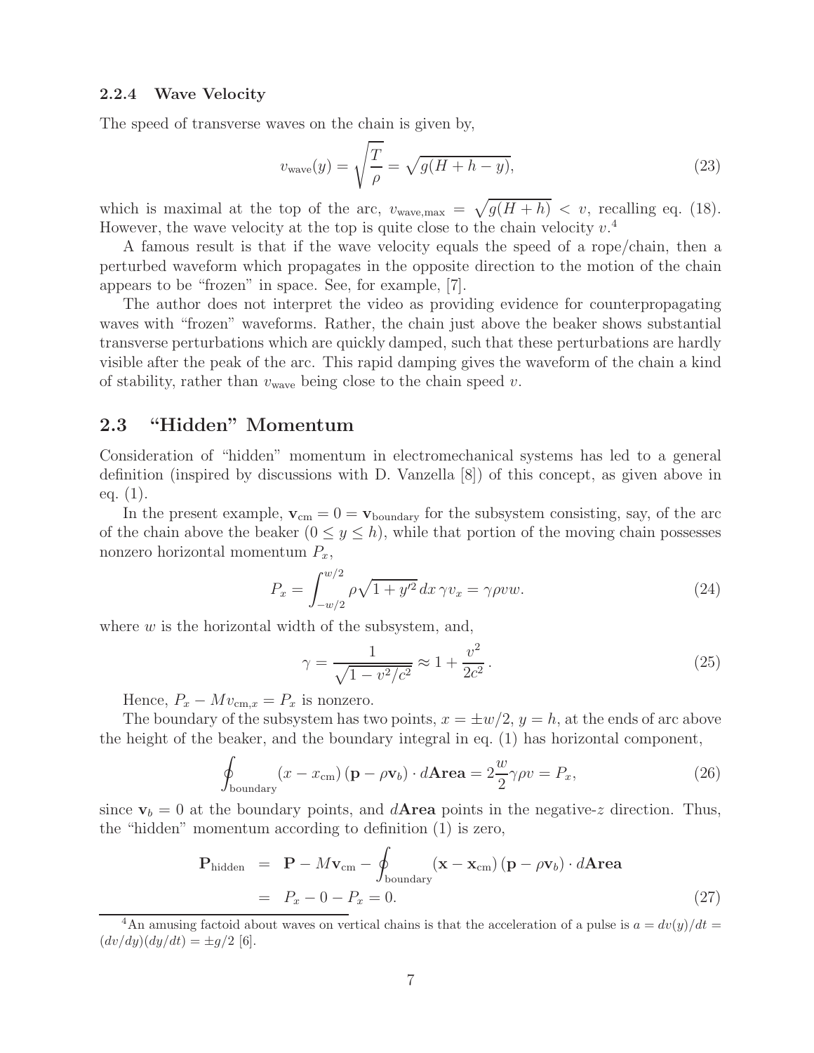### 2.2.4 Wave Velocity

The speed of transverse waves on the chain is given by,

$$v_{\text{wave}}(y) = \sqrt{\frac{T}{\rho}} = \sqrt{g(H+h-y)}, \tag{23}$$

which is maximal at the top of the arc, $v_{\text{wave,max}} = \sqrt{g(H+h)} < v$, recalling eq. (18). However, the wave velocity at the top is quite close to the chain velocity $v$.[4]

A famous result is that if the wave velocity equals the speed of a rope/chain, then a perturbed waveform which propagates in the opposite direction to the motion of the chain appears to be "frozen" in space. See, for example, [7].

The author does not interpret the video as providing evidence for counterpropagating waves with "frozen" waveforms. Rather, the chain just above the beaker shows substantial transverse perturbations which are quickly damped, such that these perturbations are hardly visible after the peak of the arc. This rapid damping gives the waveform of the chain a kind of stability, rather than $v_{\text{wave}}$ being close to the chain speed $v$.

## 2.3 "Hidden" Momentum

Consideration of "hidden" momentum in electromechanical systems has led to a general definition (inspired by discussions with D. Vanzella [8]) of this concept, as given above in eq. (1).

In the present example, $\mathbf{v}_{\text{cm}} = 0 = \mathbf{v}_{\text{boundary}}$ for the subsystem consisting, say, of the arc of the chain above the beaker ($0 \le y \le h$), while that portion of the moving chain possesses nonzero horizontal momentum $P_x$,

$$P_x = \int_{-w/2}^{w/2} \rho\sqrt{1+y'^2}\,dx\,\gamma v_x = \gamma\rho v w. \tag{24}$$

where $w$ is the horizontal width of the subsystem, and,

$$\gamma = \frac{1}{\sqrt{1-v^2/c^2}} \approx 1 + \frac{v^2}{2c^2}\,. \tag{25}$$

Hence, $P_x - M v_{\text{cm},x} = P_x$ is nonzero.

The boundary of the subsystem has two points, $x = \pm w/2$, $y = h$, at the ends of arc above the height of the beaker, and the boundary integral in eq. (1) has horizontal component,

$$\oint_{\text{boundary}} (x - x_{\text{cm}})\,(\mathbf{p} - \rho\mathbf{v}_b)\cdot d\mathbf{Area} = 2\frac{w}{2}\gamma\rho v = P_x, \tag{26}$$

since $\mathbf{v}_b = 0$ at the boundary points, and $d\mathbf{Area}$ points in the negative-$z$ direction. Thus, the "hidden" momentum according to definition (1) is zero,

$$\begin{aligned}\mathbf{P}_{\text{hidden}} &= \mathbf{P} - M\mathbf{v}_{\text{cm}} - \oint_{\text{boundary}} (\mathbf{x} - \mathbf{x}_{\text{cm}})\,(\mathbf{p} - \rho\mathbf{v}_b)\cdot d\mathbf{Area} \\ &= P_x - 0 - P_x = 0. \end{aligned} \tag{27}$$

[4] An amusing factoid about waves on vertical chains is that the acceleration of a pulse is $a = dv(y)/dt = (dv/dy)(dy/dt) = \pm g/2$ [6].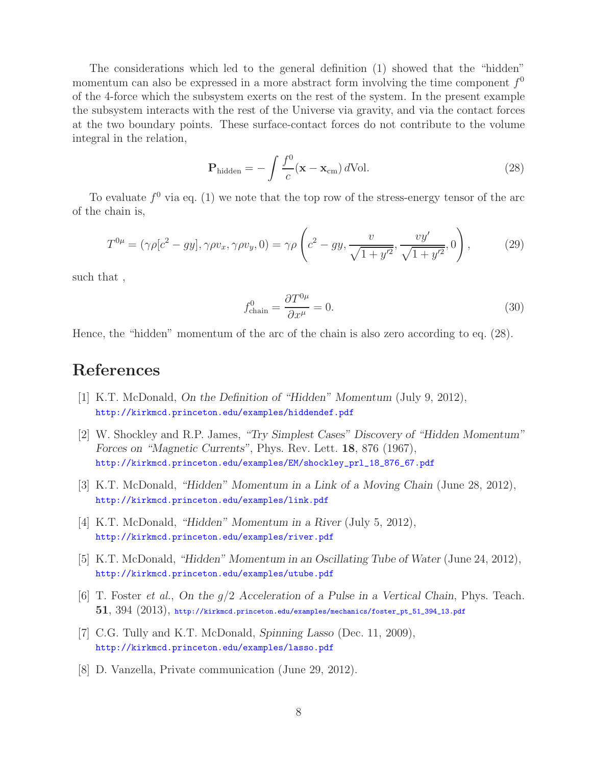The considerations which led to the general definition (1) showed that the "hidden" momentum can also be expressed in a more abstract form involving the time component $f^0$ of the 4-force which the subsystem exerts on the rest of the system. In the present example the subsystem interacts with the rest of the Universe via gravity, and via the contact forces at the two boundary points. These surface-contact forces do not contribute to the volume integral in the relation,

$$\mathbf{P}_{\rm hidden} = -\int \frac{f^0}{c}(\mathbf{x} - \mathbf{x}_{\rm cm})\, d\text{Vol}. \tag{28}$$

To evaluate $f^0$ via eq. (1) we note that the top row of the stress-energy tensor of the arc of the chain is,

$$T^{0\mu} = (\gamma\rho[c^2 - gy], \gamma\rho v_x, \gamma\rho v_y, 0) = \gamma\rho\left(c^2 - gy, \frac{v}{\sqrt{1+y'^2}}, \frac{vy'}{\sqrt{1+y'^2}}, 0\right), \tag{29}$$

such that ,

$$f^0_{\rm chain} = \frac{\partial T^{0\mu}}{\partial x^\mu} = 0. \tag{30}$$

Hence, the "hidden" momentum of the arc of the chain is also zero according to eq. (28).

## References

[1] K.T. McDonald, *On the Definition of "Hidden" Momentum* (July 9, 2012), http://kirkmcd.princeton.edu/examples/hiddendef.pdf

[2] W. Shockley and R.P. James, *"Try Simplest Cases" Discovery of "Hidden Momentum" Forces on "Magnetic Currents"*, Phys. Rev. Lett. **18**, 876 (1967), http://kirkmcd.princeton.edu/examples/EM/shockley_prl_18_876_67.pdf

[3] K.T. McDonald, *"Hidden" Momentum in a Link of a Moving Chain* (June 28, 2012), http://kirkmcd.princeton.edu/examples/link.pdf

[4] K.T. McDonald, *"Hidden" Momentum in a River* (July 5, 2012), http://kirkmcd.princeton.edu/examples/river.pdf

[5] K.T. McDonald, *"Hidden" Momentum in an Oscillating Tube of Water* (June 24, 2012), http://kirkmcd.princeton.edu/examples/utube.pdf

[6] T. Foster *et al.*, *On the g/2 Acceleration of a Pulse in a Vertical Chain*, Phys. Teach. **51**, 394 (2013), http://kirkmcd.princeton.edu/examples/mechanics/foster_pt_51_394_13.pdf

[7] C.G. Tully and K.T. McDonald, *Spinning Lasso* (Dec. 11, 2009), http://kirkmcd.princeton.edu/examples/lasso.pdf

[8] D. Vanzella, Private communication (June 29, 2012).